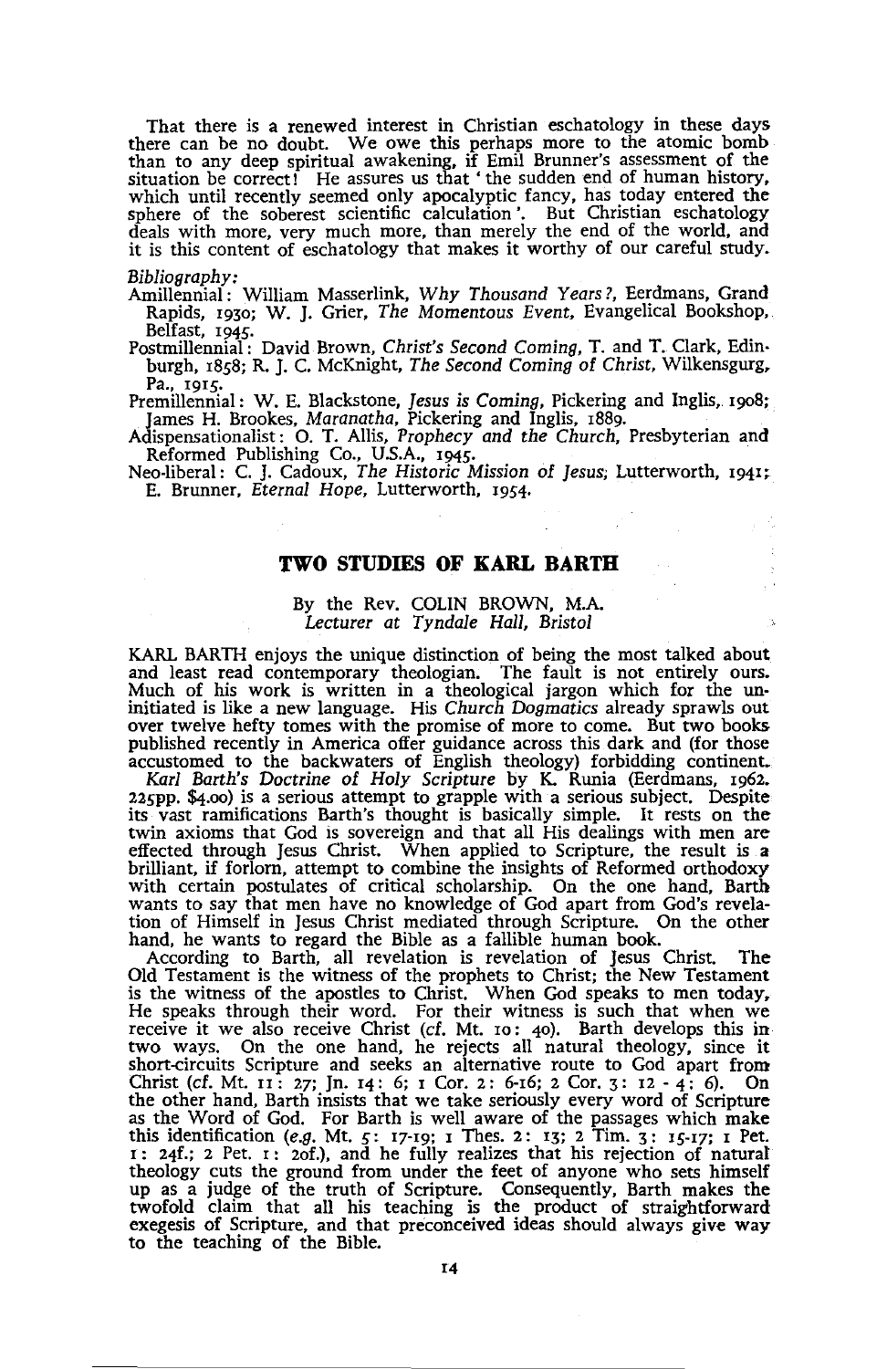That there is a renewed interest in Christian eschatology in these days there can be no doubt. We owe this perhaps more to the atomic bomb than to any deep spiritual awakening, if Emil Brunner's assessment of the situation be correct! He assures us that 'the sudden end of human history, which until recently seemed only apocalyptic fancy, has today entered the sphere of the soberest scientific calculation'. But Christian eschatology deals with more, very much more, than merely the end of the world, and it is this content of eschatology that makes it worthy of our careful study.

*Bibliography:*

Amillennial: William Masserlink, *Why Thousand Years?*, Eerdmans, Grand Rapids, 1930; W. J. Grier, *The Momentous Event*, Evangelical Bookshop, Belfast, 1945.

Postmillennial: David Brown, *Christ's Second Coming*, T. and T. Clark, Edinburgh, 1858; R. J. C. McKnight, *The Second Coming of Christ*, Wilkensgurg, Pa., 1915.

Premillennial: W. E. Blackstone, *Jesus is Coming*, Pickering and Inglis, 1908; James H. Brookes, *Maranatha*, Pickering and Inglis, 1889.

Adispensationalist: O. T. Allis, *Prophecy and the Church*, Presbyterian and Reformed Publishing Co., U.S.A., 1945.

Neo-liberal: C. J. Cadoux, *The Historic Mission of Jesus*, Lutterworth, 1941; E. Brunner, *Eternal Hope*, Lutterworth, 1954.

## TWO STUDIES OF KARL BARTH

By the Rev. COLIN BROWN, M.A.
*Lecturer at Tyndale Hall, Bristol*

KARL BARTH enjoys the unique distinction of being the most talked about and least read contemporary theologian. The fault is not entirely ours. Much of his work is written in a theological jargon which for the uninitiated is like a new language. His *Church Dogmatics* already sprawls out over twelve hefty tomes with the promise of more to come. But two books published recently in America offer guidance across this dark and (for those accustomed to the backwaters of English theology) forbidding continent.

*Karl Barth's Doctrine of Holy Scripture* by K. Runia (Eerdmans, 1962. 225pp. $4.00) is a serious attempt to grapple with a serious subject. Despite its vast ramifications Barth's thought is basically simple. It rests on the twin axioms that God is sovereign and that all His dealings with men are effected through Jesus Christ. When applied to Scripture, the result is a brilliant, if forlorn, attempt to combine the insights of Reformed orthodoxy with certain postulates of critical scholarship. On the one hand, Barth wants to say that men have no knowledge of God apart from God's revelation of Himself in Jesus Christ mediated through Scripture. On the other hand, he wants to regard the Bible as a fallible human book.

According to Barth, all revelation is revelation of Jesus Christ. The Old Testament is the witness of the prophets to Christ; the New Testament is the witness of the apostles to Christ. When God speaks to men today, He speaks through their word. For their witness is such that when we receive it we also receive Christ (*cf.* Mt. 10: 40). Barth develops this in two ways. On the one hand, he rejects all natural theology, since it short-circuits Scripture and seeks an alternative route to God apart from Christ (*cf.* Mt. 11: 27; Jn. 14: 6; 1 Cor. 2: 6-16; 2 Cor. 3: 12 - 4: 6). On the other hand, Barth insists that we take seriously every word of Scripture as the Word of God. For Barth is well aware of the passages which make this identification (*e.g.* Mt. 5: 17-19; 1 Thes. 2: 13; 2 Tim. 3: 15-17; 1 Pet. 1: 24f.; 2 Pet. 1: 20f.), and he fully realizes that his rejection of natural theology cuts the ground from under the feet of anyone who sets himself up as a judge of the truth of Scripture. Consequently, Barth makes the twofold claim that all his teaching is the product of straightforward exegesis of Scripture, and that preconceived ideas should always give way to the teaching of the Bible.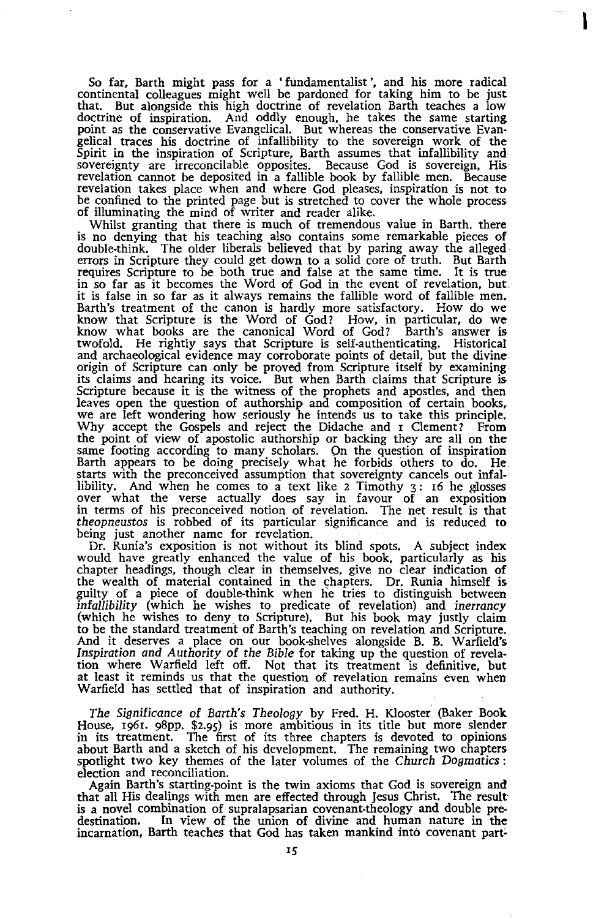So far, Barth might pass for a 'fundamentalist', and his more radical continental colleagues might well be pardoned for taking him to be just that. But alongside this high doctrine of revelation Barth teaches a low doctrine of inspiration. And oddly enough, he takes the same starting point as the conservative Evangelical. But whereas the conservative Evangelical traces his doctrine of infallibility to the sovereign work of the Spirit in the inspiration of Scripture, Barth assumes that infallibility and sovereignty are irreconcilable opposites. Because God is sovereign, His revelation cannot be deposited in a fallible book by fallible men. Because revelation takes place when and where God pleases, inspiration is not to be confined to the printed page but is stretched to cover the whole process of illuminating the mind of writer and reader alike.

Whilst granting that there is much of tremendous value in Barth, there is no denying that his teaching also contains some remarkable pieces of double-think. The older liberals believed that by paring away the alleged errors in Scripture they could get down to a solid core of truth. But Barth requires Scripture to be both true and false at the same time. It is true in so far as it becomes the Word of God in the event of revelation, but it is false in so far as it always remains the fallible word of fallible men. Barth's treatment of the canon is hardly more satisfactory. How do we know that Scripture is the Word of God? How, in particular, do we know what books are the canonical Word of God? Barth's answer is twofold. He rightly says that Scripture is self-authenticating. Historical and archaeological evidence may corroborate points of detail, but the divine origin of Scripture can only be proved from Scripture itself by examining its claims and hearing its voice. But when Barth claims that Scripture is Scripture because it is the witness of the prophets and apostles, and then leaves open the question of authorship and composition of certain books, we are left wondering how seriously he intends us to take this principle. Why accept the Gospels and reject the Didache and 1 Clement? From the point of view of apostolic authorship or backing they are all on the same footing according to many scholars. On the question of inspiration Barth appears to be doing precisely what he forbids others to do. He starts with the preconceived assumption that sovereignty cancels out infallibility. And when he comes to a text like 2 Timothy 3: 16 he glosses over what the verse actually does say in favour of an exposition in terms of his preconceived notion of revelation. The net result is that *theopneustos* is robbed of its particular significance and is reduced to being just another name for revelation.

Dr. Runia's exposition is not without its blind spots. A subject index would have greatly enhanced the value of his book, particularly as his chapter headings, though clear in themselves, give no clear indication of the wealth of material contained in the chapters. Dr. Runia himself is guilty of a piece of double-think when he tries to distinguish between *infallibility* (which he wishes to predicate of revelation) and *inerrancy* (which he wishes to deny to Scripture). But his book may justly claim to be the standard treatment of Barth's teaching on revelation and Scripture. And it deserves a place on our book-shelves alongside B. B. Warfield's *Inspiration and Authority of the Bible* for taking up the question of revelation where Warfield left off. Not that its treatment is definitive, but at least it reminds us that the question of revelation remains even when Warfield has settled that of inspiration and authority.

*The Significance of Barth's Theology* by Fred. H. Klooster (Baker Book House, 1961. 98pp. $2.95) is more ambitious in its title but more slender in its treatment. The first of its three chapters is devoted to opinions about Barth and a sketch of his development. The remaining two chapters spotlight two key themes of the later volumes of the *Church Dogmatics*: election and reconciliation.

Again Barth's starting-point is the twin axioms that God is sovereign and that all His dealings with men are effected through Jesus Christ. The result is a novel combination of supralapsarian covenant-theology and double predestination. In view of the union of divine and human nature in the incarnation, Barth teaches that God has taken mankind into covenant part-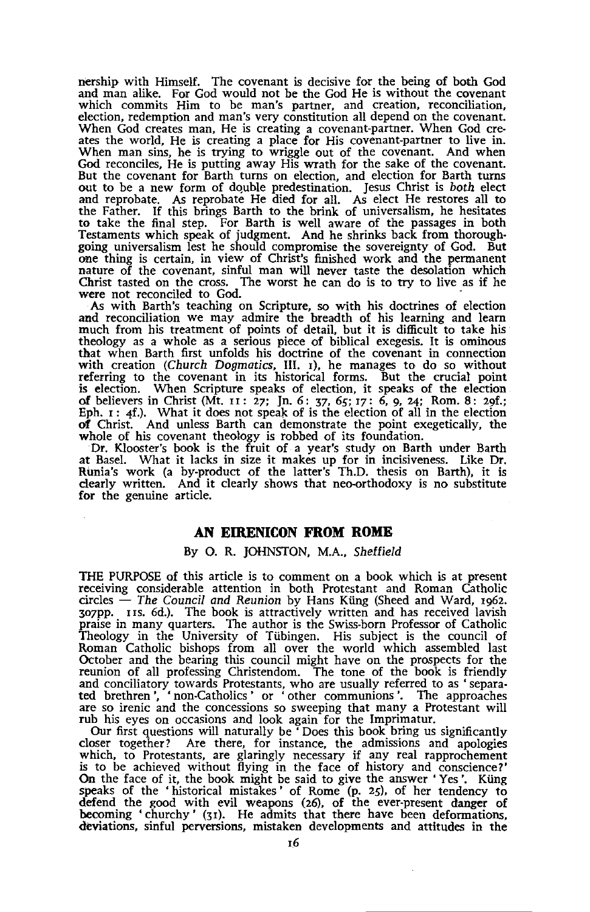nership with Himself. The covenant is decisive for the being of both God and man alike. For God would not be the God He is without the covenant which commits Him to be man's partner, and creation, reconciliation, election, redemption and man's very constitution all depend on the covenant. When God creates man, He is creating a covenant-partner. When God creates the world, He is creating a place for His covenant-partner to live in. When man sins, he is trying to wriggle out of the covenant. And when God reconciles, He is putting away His wrath for the sake of the covenant. But the covenant for Barth turns on election, and election for Barth turns out to be a new form of double predestination. Jesus Christ is *both* elect and reprobate. As reprobate He died for all. As elect He restores all to the Father. If this brings Barth to the brink of universalism, he hesitates to take the final step. For Barth is well aware of the passages in both Testaments which speak of judgment. And he shrinks back from thoroughgoing universalism lest he should compromise the sovereignty of God. But one thing is certain, in view of Christ's finished work and the permanent nature of the covenant, sinful man will never taste the desolation which Christ tasted on the cross. The worst he can do is to try to live as if he were not reconciled to God.

As with Barth's teaching on Scripture, so with his doctrines of election and reconciliation we may admire the breadth of his learning and learn much from his treatment of points of detail, but it is difficult to take his theology as a whole as a serious piece of biblical exegesis. It is ominous that when Barth first unfolds his doctrine of the covenant in connection with creation (*Church Dogmatics*, III. 1), he manages to do so without referring to the covenant in its historical forms. But the crucial point is election. When Scripture speaks of election, it speaks of the election of believers in Christ (Mt. 11: 27; Jn. 6: 37, 65; 17: 6, 9, 24; Rom. 8: 29f.; Eph. 1: 4f.). What it does not speak of is the election of all in the election of Christ. And unless Barth can demonstrate the point exegetically, the whole of his covenant theology is robbed of its foundation.

Dr. Klooster's book is the fruit of a year's study on Barth under Barth at Basel. What it lacks in size it makes up for in incisiveness. Like Dr. Runia's work (a by-product of the latter's Th.D. thesis on Barth), it is clearly written. And it clearly shows that neo-orthodoxy is no substitute for the genuine article.

## AN EIRENICON FROM ROME

By O. R. JOHNSTON, M.A., *Sheffield*

THE PURPOSE of this article is to comment on a book which is at present receiving considerable attention in both Protestant and Roman Catholic circles — *The Council and Reunion* by Hans Küng (Sheed and Ward, 1962. 307pp. 11s. 6d.). The book is attractively written and has received lavish praise in many quarters. The author is the Swiss-born Professor of Catholic Theology in the University of Tübingen. His subject is the council of Roman Catholic bishops from all over the world which assembled last October and the bearing this council might have on the prospects for the reunion of all professing Christendom. The tone of the book is friendly and conciliatory towards Protestants, who are usually referred to as 'separated brethren', 'non-Catholics' or 'other communions'. The approaches are so irenic and the concessions so sweeping that many a Protestant will rub his eyes on occasions and look again for the Imprimatur.

Our first questions will naturally be 'Does this book bring us significantly closer together? Are there, for instance, the admissions and apologies which, to Protestants, are glaringly necessary if any real rapprochement is to be achieved without flying in the face of history and conscience?' On the face of it, the book might be said to give the answer 'Yes'. Küng speaks of the 'historical mistakes' of Rome (p. 25), of her tendency to defend the good with evil weapons (26), of the ever-present danger of becoming 'churchy' (31). He admits that there have been deformations, deviations, sinful perversions, mistaken developments and attitudes in the